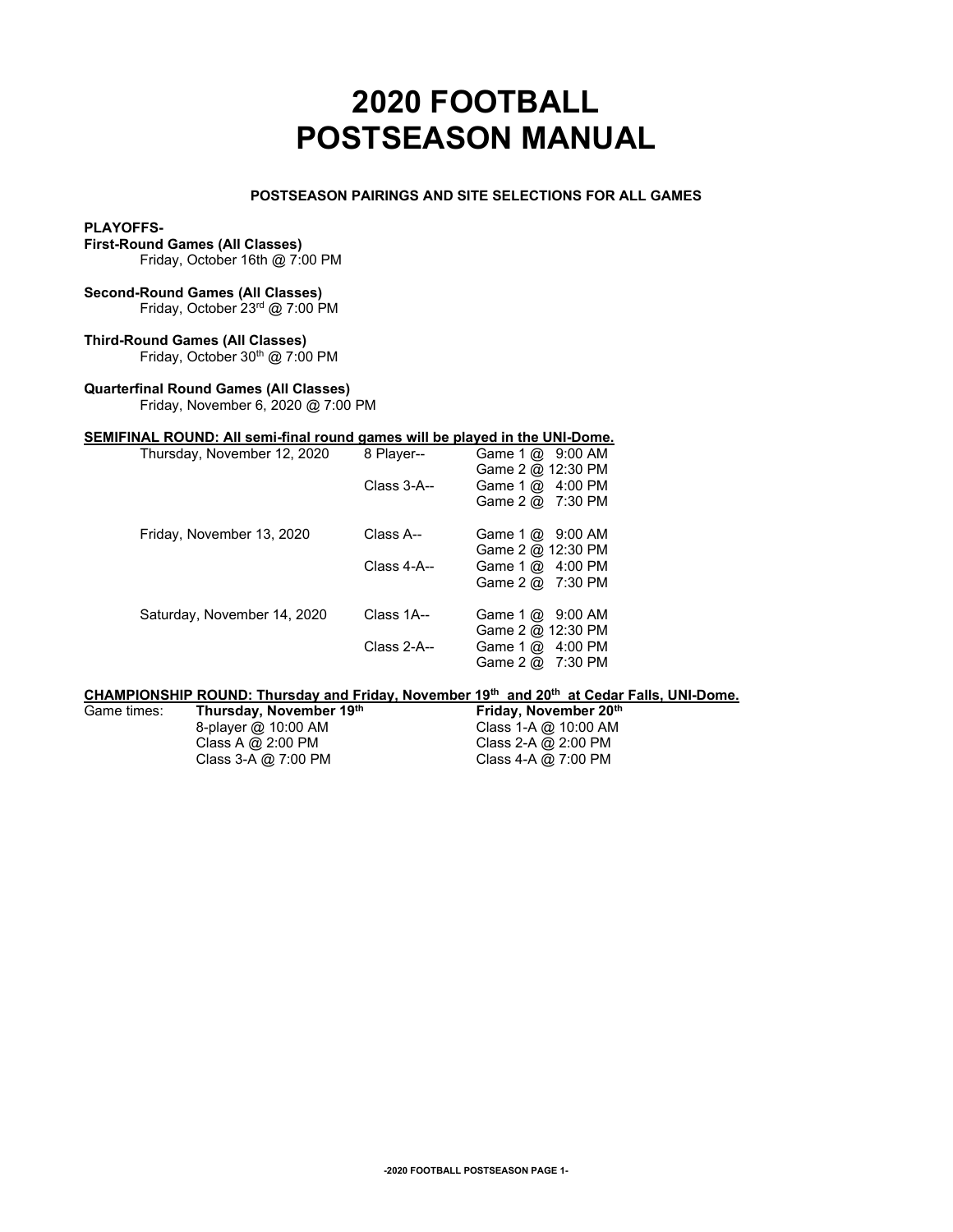# 2020 FOOTBALL POSTSEASON MANUAL

**POSTSEASON PAIRINGS AND SITE SELECTIONS FOR ALL GAMES**

**PLAYOFFS-**

**First-Round Games (All Classes)**
Friday, October 16th @ 7:00 PM

**Second-Round Games (All Classes)**
Friday, October 23rd @ 7:00 PM

**Third-Round Games (All Classes)**
Friday, October 30th @ 7:00 PM

**Quarterfinal Round Games (All Classes)**
Friday, November 6, 2020 @ 7:00 PM

**SEMIFINAL ROUND: All semi-final round games will be played in the UNI-Dome.**

| Date | Class | Game |
|---|---|---|
| Thursday, November 12, 2020 | 8 Player-- | Game 1 @ 9:00 AM |
| | | Game 2 @ 12:30 PM |
| | Class 3-A-- | Game 1 @ 4:00 PM |
| | | Game 2 @ 7:30 PM |
| Friday, November 13, 2020 | Class A-- | Game 1 @ 9:00 AM |
| | | Game 2 @ 12:30 PM |
| | Class 4-A-- | Game 1 @ 4:00 PM |
| | | Game 2 @ 7:30 PM |
| Saturday, November 14, 2020 | Class 1A-- | Game 1 @ 9:00 AM |
| | | Game 2 @ 12:30 PM |
| | Class 2-A-- | Game 1 @ 4:00 PM |
| | | Game 2 @ 7:30 PM |

**CHAMPIONSHIP ROUND: Thursday and Friday, November 19th and 20th at Cedar Falls, UNI-Dome.**

| Game times: | **Thursday, November 19th** | **Friday, November 20th** |
|---|---|---|
| | 8-player @ 10:00 AM | Class 1-A @ 10:00 AM |
| | Class A @ 2:00 PM | Class 2-A @ 2:00 PM |
| | Class 3-A @ 7:00 PM | Class 4-A @ 7:00 PM |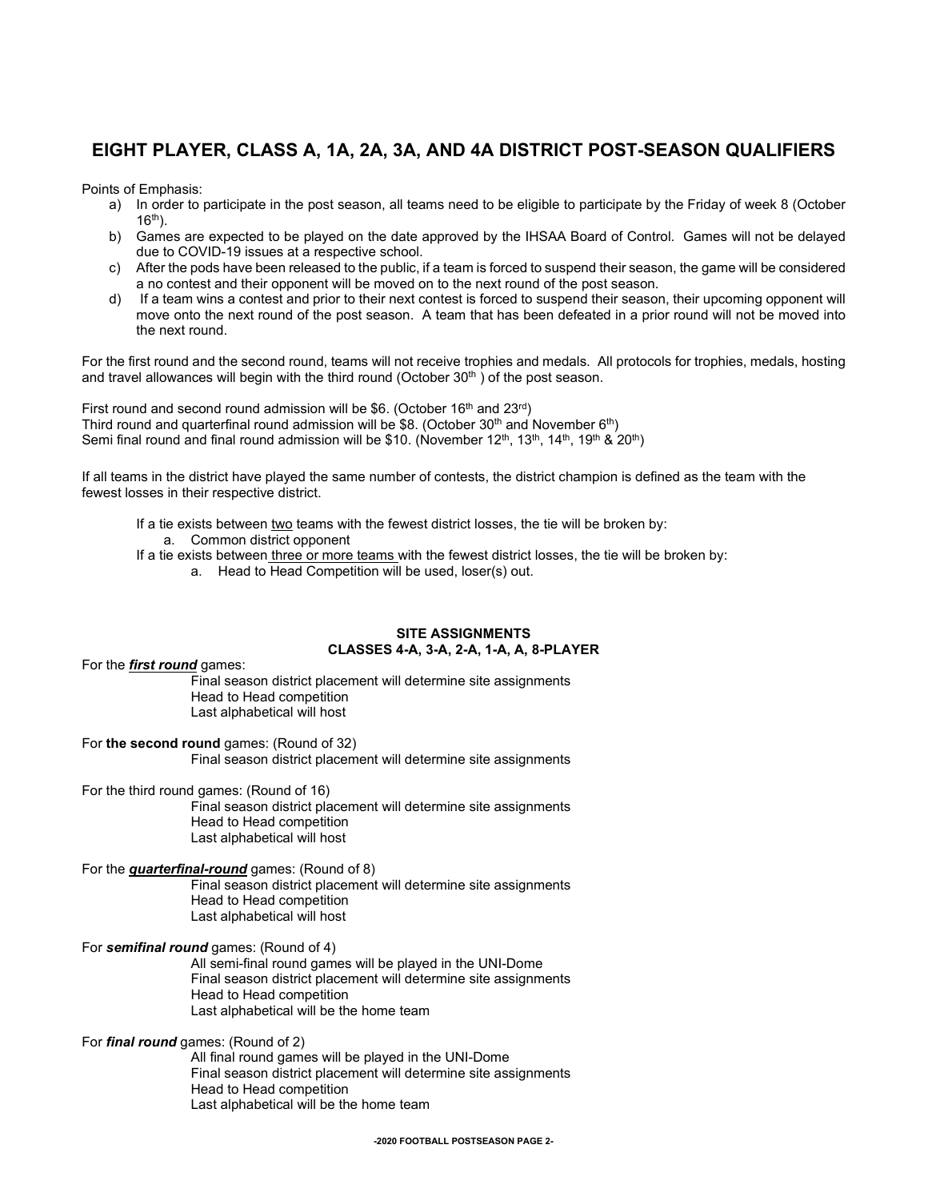# EIGHT PLAYER, CLASS A, 1A, 2A, 3A, AND 4A DISTRICT POST-SEASON QUALIFIERS

Points of Emphasis:

a) In order to participate in the post season, all teams need to be eligible to participate by the Friday of week 8 (October 16th).
b) Games are expected to be played on the date approved by the IHSAA Board of Control. Games will not be delayed due to COVID-19 issues at a respective school.
c) After the pods have been released to the public, if a team is forced to suspend their season, the game will be considered a no contest and their opponent will be moved on to the next round of the post season.
d) If a team wins a contest and prior to their next contest is forced to suspend their season, their upcoming opponent will move onto the next round of the post season. A team that has been defeated in a prior round will not be moved into the next round.

For the first round and the second round, teams will not receive trophies and medals. All protocols for trophies, medals, hosting and travel allowances will begin with the third round (October 30th) of the post season.

First round and second round admission will be $6. (October 16th and 23rd)
Third round and quarterfinal round admission will be $8. (October 30th and November 6th)
Semi final round and final round admission will be $10. (November 12th, 13th, 14th, 19th & 20th)

If all teams in the district have played the same number of contests, the district champion is defined as the team with the fewest losses in their respective district.

If a tie exists between <u>two</u> teams with the fewest district losses, the tie will be broken by:

a. Common district opponent

If a tie exists between <u>three or more teams</u> with the fewest district losses, the tie will be broken by:

a. Head to Head Competition will be used, loser(s) out.

**SITE ASSIGNMENTS**
**CLASSES 4-A, 3-A, 2-A, 1-A, A, 8-PLAYER**

For the ***first round*** games:

Final season district placement will determine site assignments
Head to Head competition
Last alphabetical will host

For **the second round** games: (Round of 32)

Final season district placement will determine site assignments

For the third round games: (Round of 16)

Final season district placement will determine site assignments
Head to Head competition
Last alphabetical will host

For the ***quarterfinal-round*** games: (Round of 8)

Final season district placement will determine site assignments
Head to Head competition
Last alphabetical will host

For ***semifinal round*** games: (Round of 4)

All semi-final round games will be played in the UNI-Dome
Final season district placement will determine site assignments
Head to Head competition
Last alphabetical will be the home team

For ***final round*** games: (Round of 2)

All final round games will be played in the UNI-Dome
Final season district placement will determine site assignments
Head to Head competition
Last alphabetical will be the home team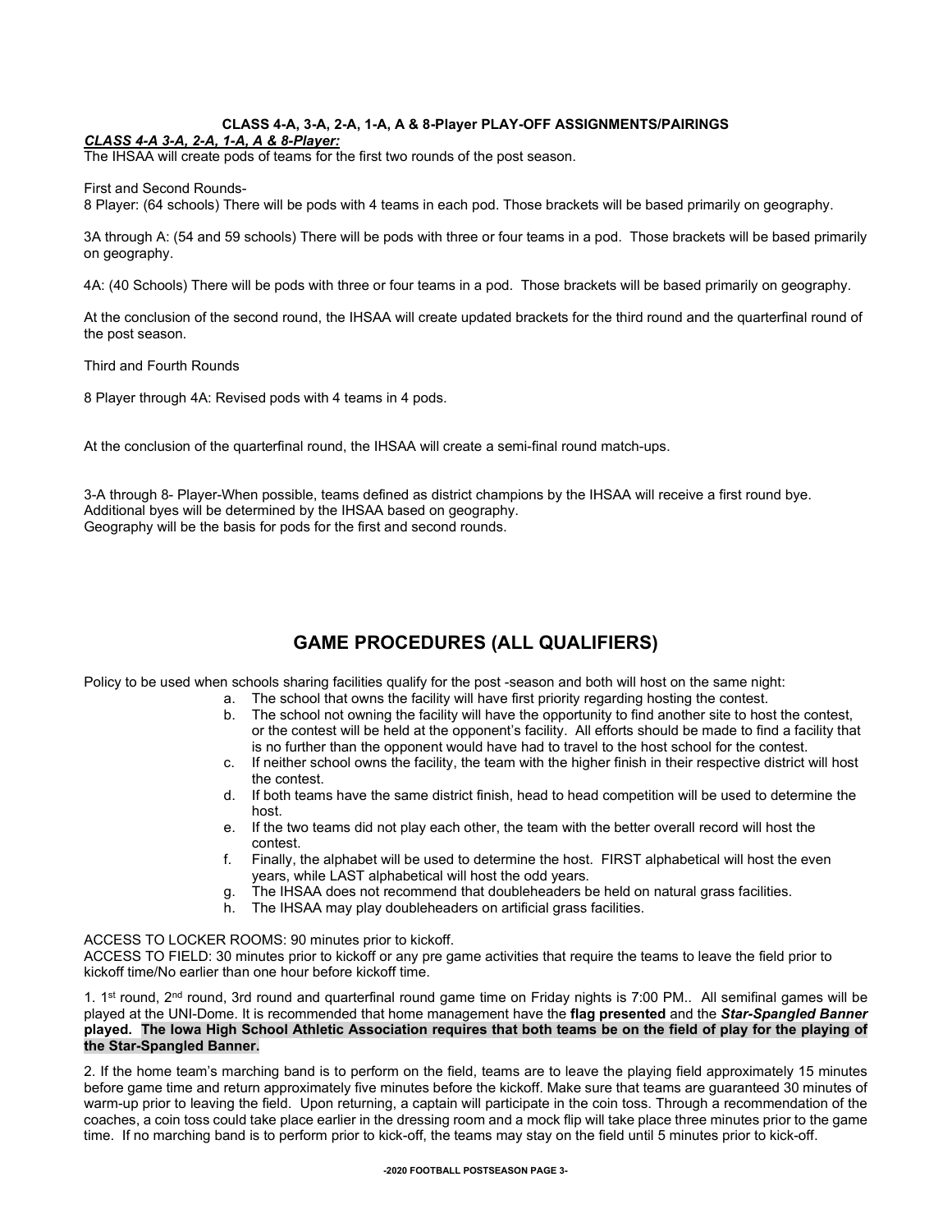**CLASS 4-A, 3-A, 2-A, 1-A, A & 8-Player PLAY-OFF ASSIGNMENTS/PAIRINGS**

***CLASS 4-A 3-A, 2-A, 1-A, A & 8-Player:***

The IHSAA will create pods of teams for the first two rounds of the post season.

First and Second Rounds-

8 Player: (64 schools) There will be pods with 4 teams in each pod. Those brackets will be based primarily on geography.

3A through A: (54 and 59 schools) There will be pods with three or four teams in a pod. Those brackets will be based primarily on geography.

4A: (40 Schools) There will be pods with three or four teams in a pod. Those brackets will be based primarily on geography.

At the conclusion of the second round, the IHSAA will create updated brackets for the third round and the quarterfinal round of the post season.

Third and Fourth Rounds

8 Player through 4A: Revised pods with 4 teams in 4 pods.

At the conclusion of the quarterfinal round, the IHSAA will create a semi-final round match-ups.

3-A through 8- Player-When possible, teams defined as district champions by the IHSAA will receive a first round bye. Additional byes will be determined by the IHSAA based on geography.
Geography will be the basis for pods for the first and second rounds.

## GAME PROCEDURES (ALL QUALIFIERS)

Policy to be used when schools sharing facilities qualify for the post -season and both will host on the same night:

a. The school that owns the facility will have first priority regarding hosting the contest.
b. The school not owning the facility will have the opportunity to find another site to host the contest, or the contest will be held at the opponent's facility. All efforts should be made to find a facility that is no further than the opponent would have had to travel to the host school for the contest.
c. If neither school owns the facility, the team with the higher finish in their respective district will host the contest.
d. If both teams have the same district finish, head to head competition will be used to determine the host.
e. If the two teams did not play each other, the team with the better overall record will host the contest.
f. Finally, the alphabet will be used to determine the host. FIRST alphabetical will host the even years, while LAST alphabetical will host the odd years.
g. The IHSAA does not recommend that doubleheaders be held on natural grass facilities.
h. The IHSAA may play doubleheaders on artificial grass facilities.

ACCESS TO LOCKER ROOMS: 90 minutes prior to kickoff.
ACCESS TO FIELD: 30 minutes prior to kickoff or any pre game activities that require the teams to leave the field prior to kickoff time/No earlier than one hour before kickoff time.

1. 1st round, 2nd round, 3rd round and quarterfinal round game time on Friday nights is 7:00 PM.. All semifinal games will be played at the UNI-Dome. It is recommended that home management have the **flag presented** and the ***Star-Spangled Banner*** **played. The Iowa High School Athletic Association requires that both teams be on the field of play for the playing of the Star-Spangled Banner.**

2. If the home team's marching band is to perform on the field, teams are to leave the playing field approximately 15 minutes before game time and return approximately five minutes before the kickoff. Make sure that teams are guaranteed 30 minutes of warm-up prior to leaving the field. Upon returning, a captain will participate in the coin toss. Through a recommendation of the coaches, a coin toss could take place earlier in the dressing room and a mock flip will take place three minutes prior to the game time. If no marching band is to perform prior to kick-off, the teams may stay on the field until 5 minutes prior to kick-off.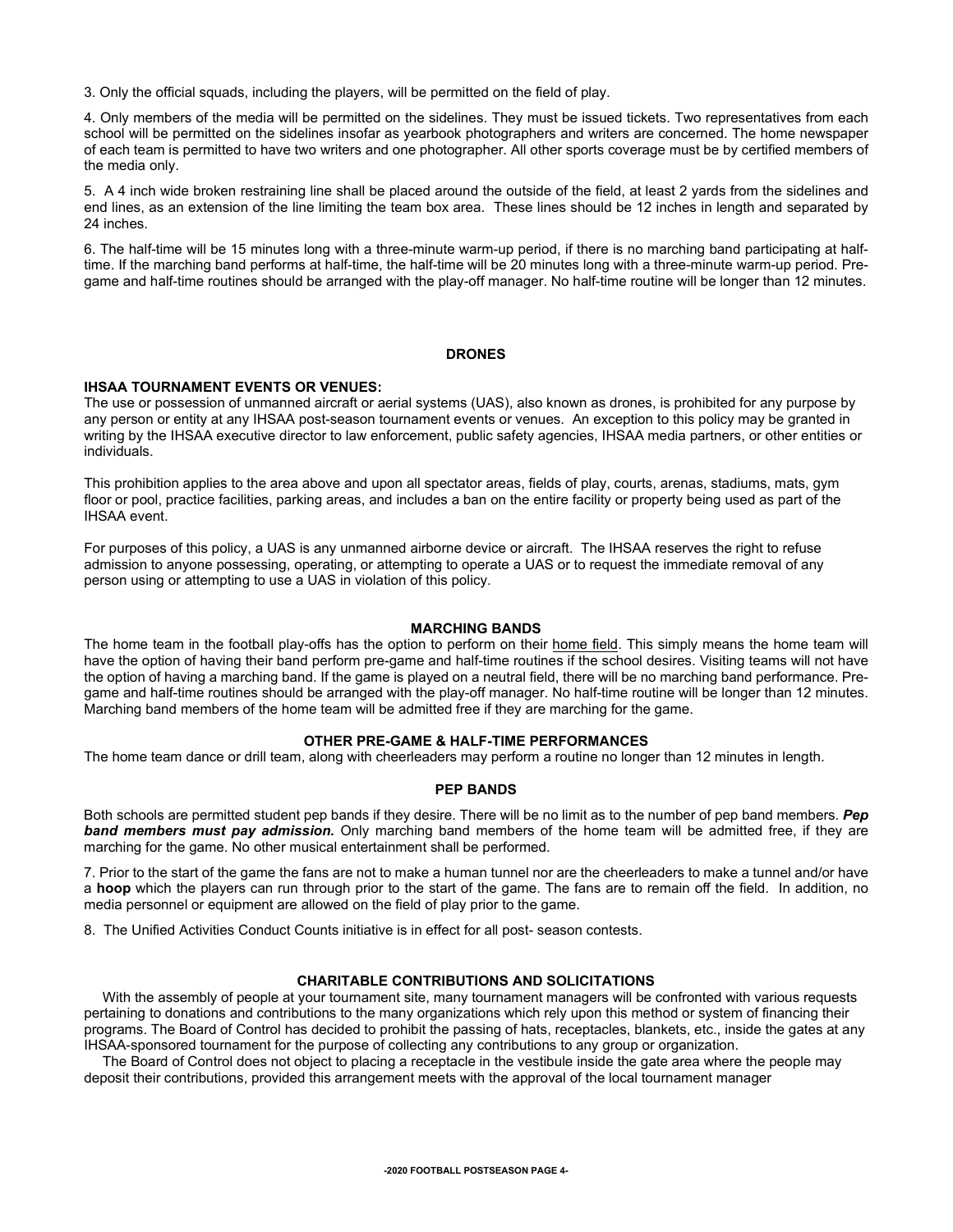3. Only the official squads, including the players, will be permitted on the field of play.

4. Only members of the media will be permitted on the sidelines. They must be issued tickets. Two representatives from each school will be permitted on the sidelines insofar as yearbook photographers and writers are concerned. The home newspaper of each team is permitted to have two writers and one photographer. All other sports coverage must be by certified members of the media only.

5. A 4 inch wide broken restraining line shall be placed around the outside of the field, at least 2 yards from the sidelines and end lines, as an extension of the line limiting the team box area. These lines should be 12 inches in length and separated by 24 inches.

6. The half-time will be 15 minutes long with a three-minute warm-up period, if there is no marching band participating at half-time. If the marching band performs at half-time, the half-time will be 20 minutes long with a three-minute warm-up period. Pre-game and half-time routines should be arranged with the play-off manager. No half-time routine will be longer than 12 minutes.

## DRONES

**IHSAA TOURNAMENT EVENTS OR VENUES:**
The use or possession of unmanned aircraft or aerial systems (UAS), also known as drones, is prohibited for any purpose by any person or entity at any IHSAA post-season tournament events or venues. An exception to this policy may be granted in writing by the IHSAA executive director to law enforcement, public safety agencies, IHSAA media partners, or other entities or individuals.

This prohibition applies to the area above and upon all spectator areas, fields of play, courts, arenas, stadiums, mats, gym floor or pool, practice facilities, parking areas, and includes a ban on the entire facility or property being used as part of the IHSAA event.

For purposes of this policy, a UAS is any unmanned airborne device or aircraft. The IHSAA reserves the right to refuse admission to anyone possessing, operating, or attempting to operate a UAS or to request the immediate removal of any person using or attempting to use a UAS in violation of this policy.

## MARCHING BANDS

The home team in the football play-offs has the option to perform on their home field. This simply means the home team will have the option of having their band perform pre-game and half-time routines if the school desires. Visiting teams will not have the option of having a marching band. If the game is played on a neutral field, there will be no marching band performance. Pre-game and half-time routines should be arranged with the play-off manager. No half-time routine will be longer than 12 minutes. Marching band members of the home team will be admitted free if they are marching for the game.

## OTHER PRE-GAME & HALF-TIME PERFORMANCES

The home team dance or drill team, along with cheerleaders may perform a routine no longer than 12 minutes in length.

## PEP BANDS

Both schools are permitted student pep bands if they desire. There will be no limit as to the number of pep band members. ***Pep band members must pay admission.*** Only marching band members of the home team will be admitted free, if they are marching for the game. No other musical entertainment shall be performed.

7. Prior to the start of the game the fans are not to make a human tunnel nor are the cheerleaders to make a tunnel and/or have a **hoop** which the players can run through prior to the start of the game. The fans are to remain off the field. In addition, no media personnel or equipment are allowed on the field of play prior to the game.

8. The Unified Activities Conduct Counts initiative is in effect for all post- season contests.

## CHARITABLE CONTRIBUTIONS AND SOLICITATIONS

With the assembly of people at your tournament site, many tournament managers will be confronted with various requests pertaining to donations and contributions to the many organizations which rely upon this method or system of financing their programs. The Board of Control has decided to prohibit the passing of hats, receptacles, blankets, etc., inside the gates at any IHSAA-sponsored tournament for the purpose of collecting any contributions to any group or organization.

The Board of Control does not object to placing a receptacle in the vestibule inside the gate area where the people may deposit their contributions, provided this arrangement meets with the approval of the local tournament manager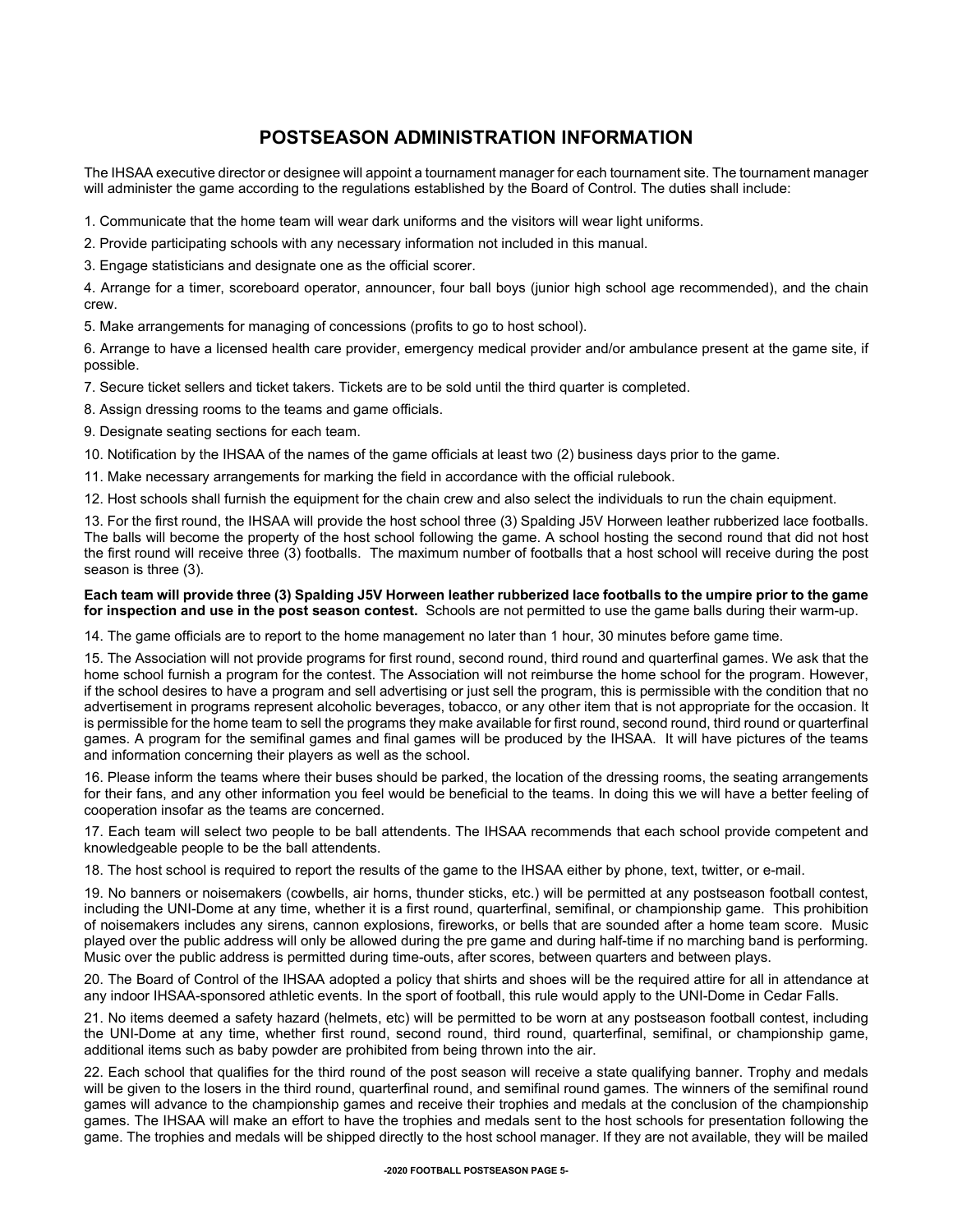# POSTSEASON ADMINISTRATION INFORMATION

The IHSAA executive director or designee will appoint a tournament manager for each tournament site. The tournament manager will administer the game according to the regulations established by the Board of Control. The duties shall include:

1. Communicate that the home team will wear dark uniforms and the visitors will wear light uniforms.

2. Provide participating schools with any necessary information not included in this manual.

3. Engage statisticians and designate one as the official scorer.

4. Arrange for a timer, scoreboard operator, announcer, four ball boys (junior high school age recommended), and the chain crew.

5. Make arrangements for managing of concessions (profits to go to host school).

6. Arrange to have a licensed health care provider, emergency medical provider and/or ambulance present at the game site, if possible.

7. Secure ticket sellers and ticket takers. Tickets are to be sold until the third quarter is completed.

8. Assign dressing rooms to the teams and game officials.

9. Designate seating sections for each team.

10. Notification by the IHSAA of the names of the game officials at least two (2) business days prior to the game.

11. Make necessary arrangements for marking the field in accordance with the official rulebook.

12. Host schools shall furnish the equipment for the chain crew and also select the individuals to run the chain equipment.

13. For the first round, the IHSAA will provide the host school three (3) Spalding J5V Horween leather rubberized lace footballs. The balls will become the property of the host school following the game. A school hosting the second round that did not host the first round will receive three (3) footballs. The maximum number of footballs that a host school will receive during the post season is three (3).

**Each team will provide three (3) Spalding J5V Horween leather rubberized lace footballs to the umpire prior to the game for inspection and use in the post season contest.** Schools are not permitted to use the game balls during their warm-up.

14. The game officials are to report to the home management no later than 1 hour, 30 minutes before game time.

15. The Association will not provide programs for first round, second round, third round and quarterfinal games. We ask that the home school furnish a program for the contest. The Association will not reimburse the home school for the program. However, if the school desires to have a program and sell advertising or just sell the program, this is permissible with the condition that no advertisement in programs represent alcoholic beverages, tobacco, or any other item that is not appropriate for the occasion. It is permissible for the home team to sell the programs they make available for first round, second round, third round or quarterfinal games. A program for the semifinal games and final games will be produced by the IHSAA. It will have pictures of the teams and information concerning their players as well as the school.

16. Please inform the teams where their buses should be parked, the location of the dressing rooms, the seating arrangements for their fans, and any other information you feel would be beneficial to the teams. In doing this we will have a better feeling of cooperation insofar as the teams are concerned.

17. Each team will select two people to be ball attendents. The IHSAA recommends that each school provide competent and knowledgeable people to be the ball attendents.

18. The host school is required to report the results of the game to the IHSAA either by phone, text, twitter, or e-mail.

19. No banners or noisemakers (cowbells, air horns, thunder sticks, etc.) will be permitted at any postseason football contest, including the UNI-Dome at any time, whether it is a first round, quarterfinal, semifinal, or championship game. This prohibition of noisemakers includes any sirens, cannon explosions, fireworks, or bells that are sounded after a home team score. Music played over the public address will only be allowed during the pre game and during half-time if no marching band is performing. Music over the public address is permitted during time-outs, after scores, between quarters and between plays.

20. The Board of Control of the IHSAA adopted a policy that shirts and shoes will be the required attire for all in attendance at any indoor IHSAA-sponsored athletic events. In the sport of football, this rule would apply to the UNI-Dome in Cedar Falls.

21. No items deemed a safety hazard (helmets, etc) will be permitted to be worn at any postseason football contest, including the UNI-Dome at any time, whether first round, second round, third round, quarterfinal, semifinal, or championship game, additional items such as baby powder are prohibited from being thrown into the air.

22. Each school that qualifies for the third round of the post season will receive a state qualifying banner. Trophy and medals will be given to the losers in the third round, quarterfinal round, and semifinal round games. The winners of the semifinal round games will advance to the championship games and receive their trophies and medals at the conclusion of the championship games. The IHSAA will make an effort to have the trophies and medals sent to the host schools for presentation following the game. The trophies and medals will be shipped directly to the host school manager. If they are not available, they will be mailed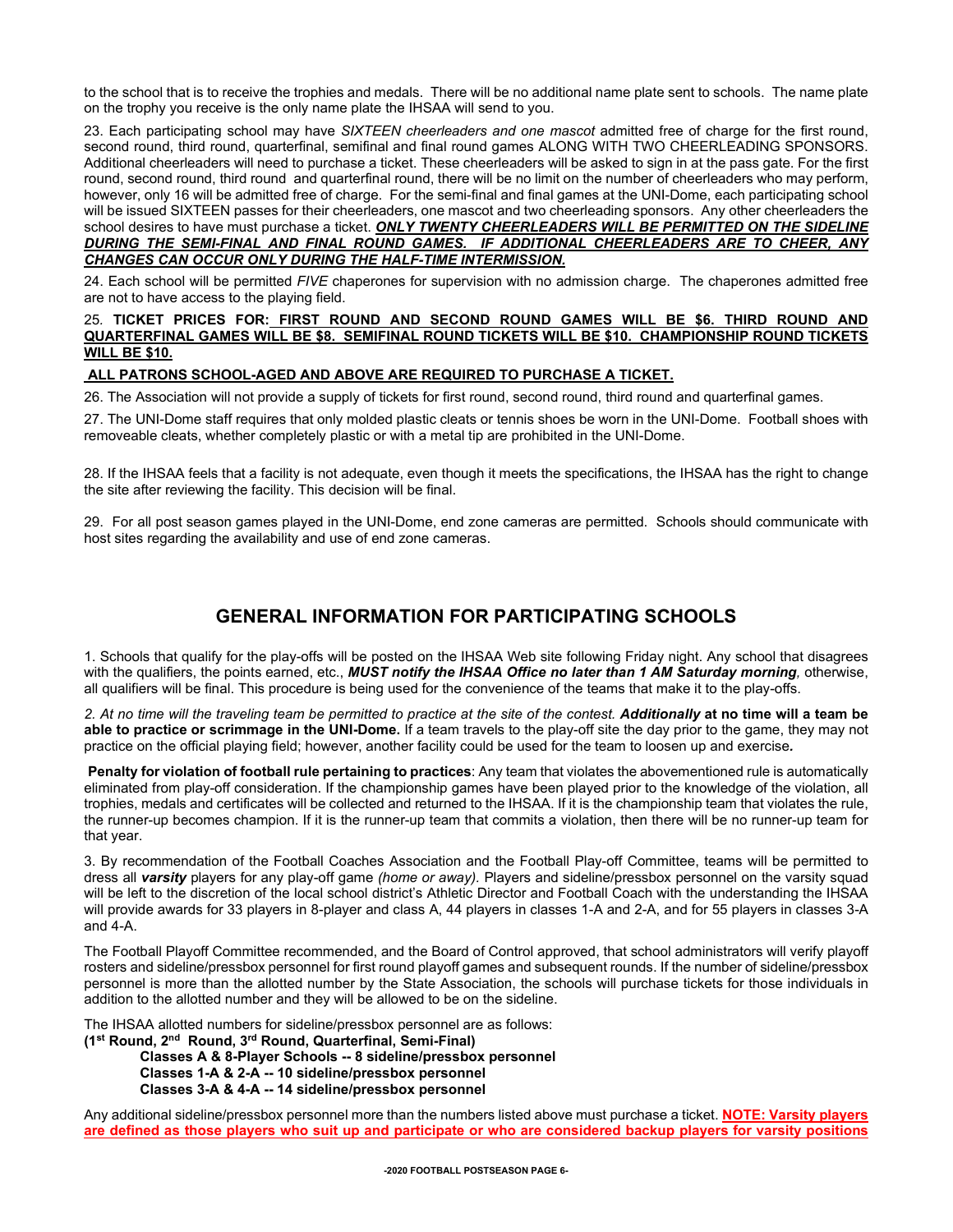to the school that is to receive the trophies and medals. There will be no additional name plate sent to schools. The name plate on the trophy you receive is the only name plate the IHSAA will send to you.

23. Each participating school may have *SIXTEEN cheerleaders and one mascot* admitted free of charge for the first round, second round, third round, quarterfinal, semifinal and final round games ALONG WITH TWO CHEERLEADING SPONSORS. Additional cheerleaders will need to purchase a ticket. These cheerleaders will be asked to sign in at the pass gate. For the first round, second round, third round and quarterfinal round, there will be no limit on the number of cheerleaders who may perform, however, only 16 will be admitted free of charge. For the semi-final and final games at the UNI-Dome, each participating school will be issued SIXTEEN passes for their cheerleaders, one mascot and two cheerleading sponsors. Any other cheerleaders the school desires to have must purchase a ticket. ***ONLY TWENTY CHEERLEADERS WILL BE PERMITTED ON THE SIDELINE DURING THE SEMI-FINAL AND FINAL ROUND GAMES. IF ADDITIONAL CHEERLEADERS ARE TO CHEER, ANY CHANGES CAN OCCUR ONLY DURING THE HALF-TIME INTERMISSION.***

24. Each school will be permitted *FIVE* chaperones for supervision with no admission charge. The chaperones admitted free are not to have access to the playing field.

25. **TICKET PRICES FOR: FIRST ROUND AND SECOND ROUND GAMES WILL BE $6. THIRD ROUND AND QUARTERFINAL GAMES WILL BE $8. SEMIFINAL ROUND TICKETS WILL BE $10. CHAMPIONSHIP ROUND TICKETS WILL BE $10.**

**ALL PATRONS SCHOOL-AGED AND ABOVE ARE REQUIRED TO PURCHASE A TICKET.**

26. The Association will not provide a supply of tickets for first round, second round, third round and quarterfinal games.

27. The UNI-Dome staff requires that only molded plastic cleats or tennis shoes be worn in the UNI-Dome. Football shoes with removeable cleats, whether completely plastic or with a metal tip are prohibited in the UNI-Dome.

28. If the IHSAA feels that a facility is not adequate, even though it meets the specifications, the IHSAA has the right to change the site after reviewing the facility. This decision will be final.

29. For all post season games played in the UNI-Dome, end zone cameras are permitted. Schools should communicate with host sites regarding the availability and use of end zone cameras.

## GENERAL INFORMATION FOR PARTICIPATING SCHOOLS

1. Schools that qualify for the play-offs will be posted on the IHSAA Web site following Friday night. Any school that disagrees with the qualifiers, the points earned, etc., ***MUST notify the IHSAA Office no later than 1 AM Saturday morning***, otherwise, all qualifiers will be final. This procedure is being used for the convenience of the teams that make it to the play-offs.

2. *At no time will the traveling team be permitted to practice at the site of the contest.* ***Additionally*** **at no time will a team be able to practice or scrimmage in the UNI-Dome.** If a team travels to the play-off site the day prior to the game, they may not practice on the official playing field; however, another facility could be used for the team to loosen up and exercise.

**Penalty for violation of football rule pertaining to practices**: Any team that violates the abovementioned rule is automatically eliminated from play-off consideration. If the championship games have been played prior to the knowledge of the violation, all trophies, medals and certificates will be collected and returned to the IHSAA. If it is the championship team that violates the rule, the runner-up becomes champion. If it is the runner-up team that commits a violation, then there will be no runner-up team for that year.

3. By recommendation of the Football Coaches Association and the Football Play-off Committee, teams will be permitted to dress all ***varsity*** players for any play-off game *(home or away).* Players and sideline/pressbox personnel on the varsity squad will be left to the discretion of the local school district's Athletic Director and Football Coach with the understanding the IHSAA will provide awards for 33 players in 8-player and class A, 44 players in classes 1-A and 2-A, and for 55 players in classes 3-A and 4-A.

The Football Playoff Committee recommended, and the Board of Control approved, that school administrators will verify playoff rosters and sideline/pressbox personnel for first round playoff games and subsequent rounds. If the number of sideline/pressbox personnel is more than the allotted number by the State Association, the schools will purchase tickets for those individuals in addition to the allotted number and they will be allowed to be on the sideline.

The IHSAA allotted numbers for sideline/pressbox personnel are as follows:

**(1st Round, 2nd Round, 3rd Round, Quarterfinal, Semi-Final)**

- **Classes A & 8-Player Schools -- 8 sideline/pressbox personnel**
- **Classes 1-A & 2-A -- 10 sideline/pressbox personnel**
- **Classes 3-A & 4-A -- 14 sideline/pressbox personnel**

Any additional sideline/pressbox personnel more than the numbers listed above must purchase a ticket. **NOTE: Varsity players are defined as those players who suit up and participate or who are considered backup players for varsity positions**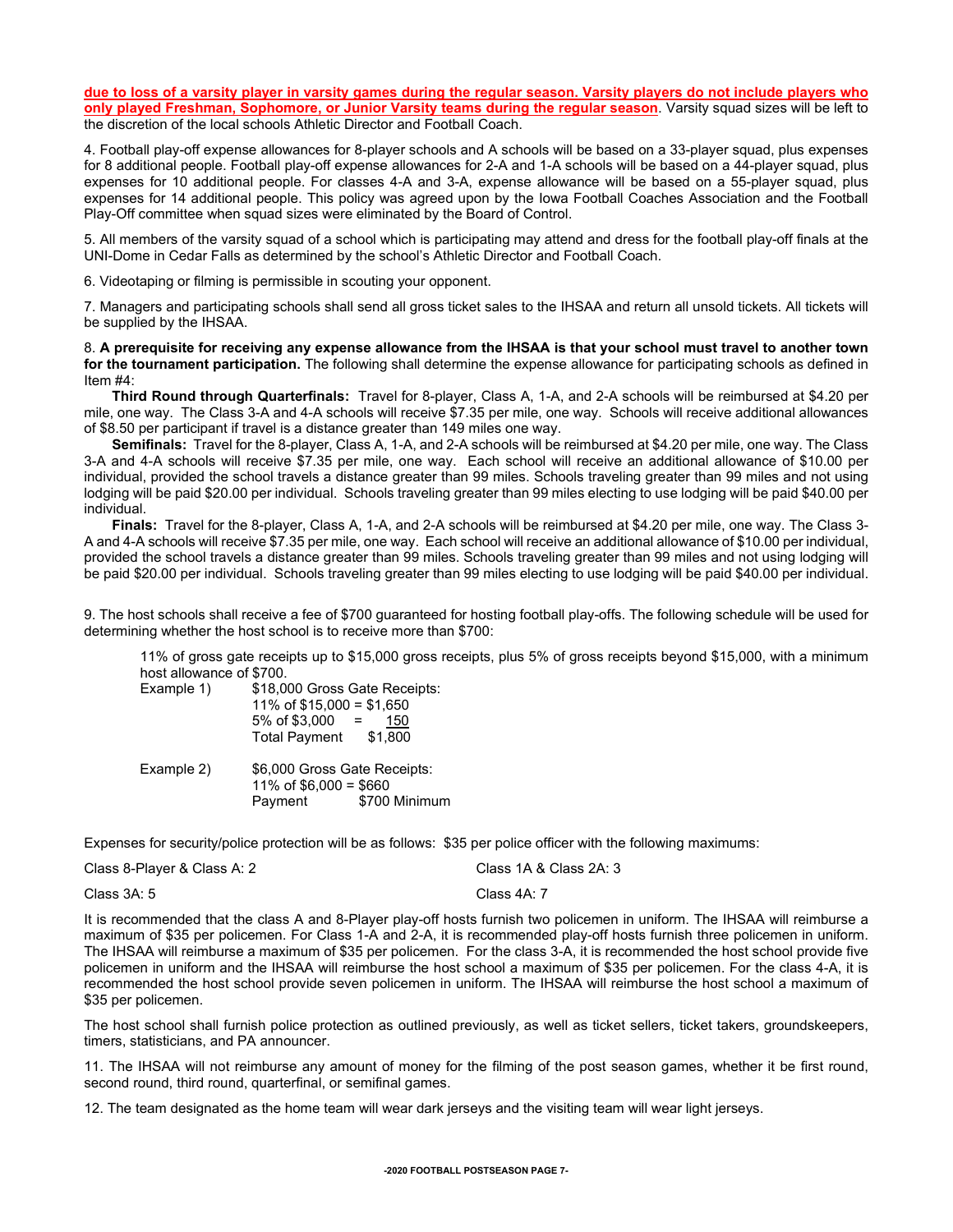**due to loss of a varsity player in varsity games during the regular season. Varsity players do not include players who only played Freshman, Sophomore, or Junior Varsity teams during the regular season**. Varsity squad sizes will be left to the discretion of the local schools Athletic Director and Football Coach.

4. Football play-off expense allowances for 8-player schools and A schools will be based on a 33-player squad, plus expenses for 8 additional people. Football play-off expense allowances for 2-A and 1-A schools will be based on a 44-player squad, plus expenses for 10 additional people. For classes 4-A and 3-A, expense allowance will be based on a 55-player squad, plus expenses for 14 additional people. This policy was agreed upon by the Iowa Football Coaches Association and the Football Play-Off committee when squad sizes were eliminated by the Board of Control.

5. All members of the varsity squad of a school which is participating may attend and dress for the football play-off finals at the UNI-Dome in Cedar Falls as determined by the school's Athletic Director and Football Coach.

6. Videotaping or filming is permissible in scouting your opponent.

7. Managers and participating schools shall send all gross ticket sales to the IHSAA and return all unsold tickets. All tickets will be supplied by the IHSAA.

8. **A prerequisite for receiving any expense allowance from the IHSAA is that your school must travel to another town for the tournament participation.** The following shall determine the expense allowance for participating schools as defined in Item #4:

**Third Round through Quarterfinals:** Travel for 8-player, Class A, 1-A, and 2-A schools will be reimbursed at $4.20 per mile, one way. The Class 3-A and 4-A schools will receive $7.35 per mile, one way. Schools will receive additional allowances of $8.50 per participant if travel is a distance greater than 149 miles one way.

**Semifinals:** Travel for the 8-player, Class A, 1-A, and 2-A schools will be reimbursed at $4.20 per mile, one way. The Class 3-A and 4-A schools will receive $7.35 per mile, one way. Each school will receive an additional allowance of $10.00 per individual, provided the school travels a distance greater than 99 miles. Schools traveling greater than 99 miles and not using lodging will be paid $20.00 per individual. Schools traveling greater than 99 miles electing to use lodging will be paid $40.00 per individual.

**Finals:** Travel for the 8-player, Class A, 1-A, and 2-A schools will be reimbursed at $4.20 per mile, one way. The Class 3-A and 4-A schools will receive $7.35 per mile, one way. Each school will receive an additional allowance of $10.00 per individual, provided the school travels a distance greater than 99 miles. Schools traveling greater than 99 miles and not using lodging will be paid $20.00 per individual. Schools traveling greater than 99 miles electing to use lodging will be paid $40.00 per individual.

9. The host schools shall receive a fee of $700 guaranteed for hosting football play-offs. The following schedule will be used for determining whether the host school is to receive more than $700:

11% of gross gate receipts up to $15,000 gross receipts, plus 5% of gross receipts beyond $15,000, with a minimum host allowance of $700.

Example 1) $18,000 Gross Gate Receipts:
- 11% of $15,000 = $1,650
- 5% of $3,000 = 150
- Total Payment $1,800

Example 2) $6,000 Gross Gate Receipts:
- 11% of $6,000 = $660
- Payment $700 Minimum

Expenses for security/police protection will be as follows: $35 per police officer with the following maximums:

| | |
|---|---|
| Class 8-Player & Class A: 2 | Class 1A & Class 2A: 3 |
| Class 3A: 5 | Class 4A: 7 |

It is recommended that the class A and 8-Player play-off hosts furnish two policemen in uniform. The IHSAA will reimburse a maximum of $35 per policemen. For Class 1-A and 2-A, it is recommended play-off hosts furnish three policemen in uniform. The IHSAA will reimburse a maximum of $35 per policemen. For the class 3-A, it is recommended the host school provide five policemen in uniform and the IHSAA will reimburse the host school a maximum of $35 per policemen. For the class 4-A, it is recommended the host school provide seven policemen in uniform. The IHSAA will reimburse the host school a maximum of $35 per policemen.

The host school shall furnish police protection as outlined previously, as well as ticket sellers, ticket takers, groundskeepers, timers, statisticians, and PA announcer.

11. The IHSAA will not reimburse any amount of money for the filming of the post season games, whether it be first round, second round, third round, quarterfinal, or semifinal games.

12. The team designated as the home team will wear dark jerseys and the visiting team will wear light jerseys.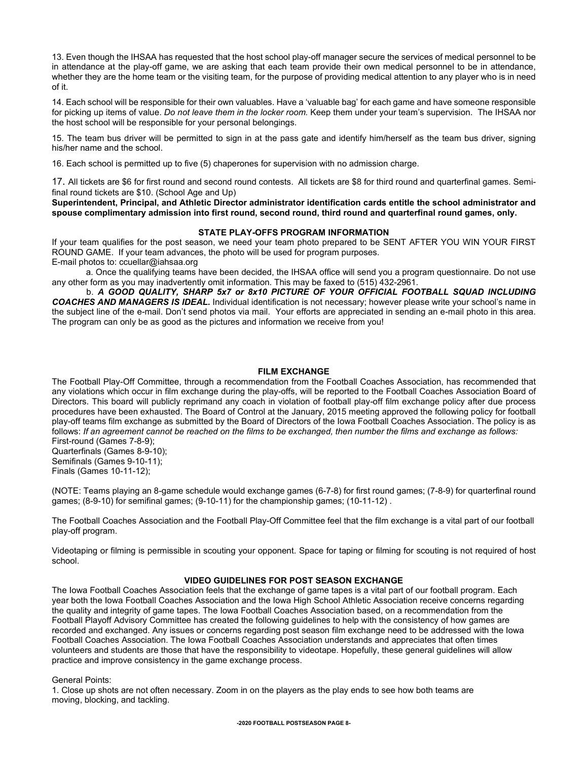13. Even though the IHSAA has requested that the host school play-off manager secure the services of medical personnel to be in attendance at the play-off game, we are asking that each team provide their own medical personnel to be in attendance, whether they are the home team or the visiting team, for the purpose of providing medical attention to any player who is in need of it.

14. Each school will be responsible for their own valuables. Have a 'valuable bag' for each game and have someone responsible for picking up items of value. *Do not leave them in the locker room.* Keep them under your team's supervision. The IHSAA nor the host school will be responsible for your personal belongings.

15. The team bus driver will be permitted to sign in at the pass gate and identify him/herself as the team bus driver, signing his/her name and the school.

16. Each school is permitted up to five (5) chaperones for supervision with no admission charge.

17. All tickets are $6 for first round and second round contests. All tickets are $8 for third round and quarterfinal games. Semi-final round tickets are $10. (School Age and Up)

**Superintendent, Principal, and Athletic Director administrator identification cards entitle the school administrator and spouse complimentary admission into first round, second round, third round and quarterfinal round games, only.**

### STATE PLAY-OFFS PROGRAM INFORMATION

If your team qualifies for the post season, we need your team photo prepared to be SENT AFTER YOU WIN YOUR FIRST ROUND GAME. If your team advances, the photo will be used for program purposes.
E-mail photos to: ccuellar@iahsaa.org

a. Once the qualifying teams have been decided, the IHSAA office will send you a program questionnaire. Do not use any other form as you may inadvertently omit information. This may be faxed to (515) 432-2961.

b. ***A GOOD QUALITY, SHARP 5x7 or 8x10 PICTURE OF YOUR OFFICIAL FOOTBALL SQUAD INCLUDING COACHES AND MANAGERS IS IDEAL.*** Individual identification is not necessary; however please write your school's name in the subject line of the e-mail. Don't send photos via mail. Your efforts are appreciated in sending an e-mail photo in this area. The program can only be as good as the pictures and information we receive from you!

### FILM EXCHANGE

The Football Play-Off Committee, through a recommendation from the Football Coaches Association, has recommended that any violations which occur in film exchange during the play-offs, will be reported to the Football Coaches Association Board of Directors. This board will publicly reprimand any coach in violation of football play-off film exchange policy after due process procedures have been exhausted. The Board of Control at the January, 2015 meeting approved the following policy for football play-off teams film exchange as submitted by the Board of Directors of the Iowa Football Coaches Association. The policy is as follows: *If an agreement cannot be reached on the films to be exchanged, then number the films and exchange as follows:*
First-round (Games 7-8-9);
Quarterfinals (Games 8-9-10);
Semifinals (Games 9-10-11);
Finals (Games 10-11-12);

(NOTE: Teams playing an 8-game schedule would exchange games (6-7-8) for first round games; (7-8-9) for quarterfinal round games; (8-9-10) for semifinal games; (9-10-11) for the championship games; (10-11-12) .

The Football Coaches Association and the Football Play-Off Committee feel that the film exchange is a vital part of our football play-off program.

Videotaping or filming is permissible in scouting your opponent. Space for taping or filming for scouting is not required of host school.

### VIDEO GUIDELINES FOR POST SEASON EXCHANGE

The Iowa Football Coaches Association feels that the exchange of game tapes is a vital part of our football program. Each year both the Iowa Football Coaches Association and the Iowa High School Athletic Association receive concerns regarding the quality and integrity of game tapes. The Iowa Football Coaches Association based, on a recommendation from the Football Playoff Advisory Committee has created the following guidelines to help with the consistency of how games are recorded and exchanged. Any issues or concerns regarding post season film exchange need to be addressed with the Iowa Football Coaches Association. The Iowa Football Coaches Association understands and appreciates that often times volunteers and students are those that have the responsibility to videotape. Hopefully, these general guidelines will allow practice and improve consistency in the game exchange process.

General Points:

1. Close up shots are not often necessary. Zoom in on the players as the play ends to see how both teams are moving, blocking, and tackling.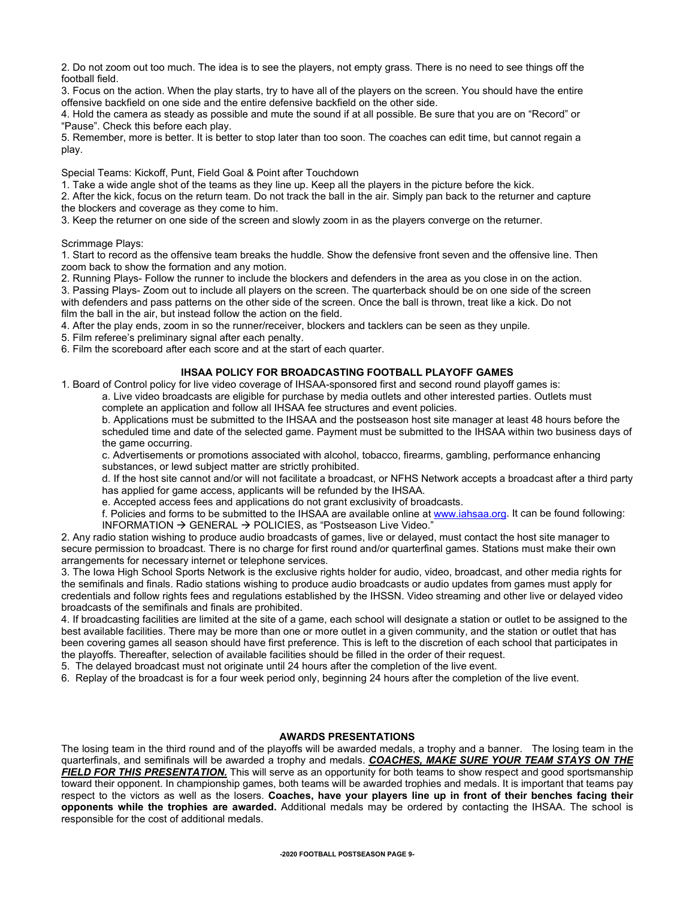2. Do not zoom out too much. The idea is to see the players, not empty grass. There is no need to see things off the football field.

3. Focus on the action. When the play starts, try to have all of the players on the screen. You should have the entire offensive backfield on one side and the entire defensive backfield on the other side.

4. Hold the camera as steady as possible and mute the sound if at all possible. Be sure that you are on "Record" or "Pause". Check this before each play.

5. Remember, more is better. It is better to stop later than too soon. The coaches can edit time, but cannot regain a play.

Special Teams: Kickoff, Punt, Field Goal & Point after Touchdown

1. Take a wide angle shot of the teams as they line up. Keep all the players in the picture before the kick.
2. After the kick, focus on the return team. Do not track the ball in the air. Simply pan back to the returner and capture the blockers and coverage as they come to him.
3. Keep the returner on one side of the screen and slowly zoom in as the players converge on the returner.

Scrimmage Plays:

1. Start to record as the offensive team breaks the huddle. Show the defensive front seven and the offensive line. Then zoom back to show the formation and any motion.
2. Running Plays- Follow the runner to include the blockers and defenders in the area as you close in on the action.
3. Passing Plays- Zoom out to include all players on the screen. The quarterback should be on one side of the screen with defenders and pass patterns on the other side of the screen. Once the ball is thrown, treat like a kick. Do not film the ball in the air, but instead follow the action on the field.
4. After the play ends, zoom in so the runner/receiver, blockers and tacklers can be seen as they unpile.
5. Film referee's preliminary signal after each penalty.
6. Film the scoreboard after each score and at the start of each quarter.

## IHSAA POLICY FOR BROADCASTING FOOTBALL PLAYOFF GAMES

1. Board of Control policy for live video coverage of IHSAA-sponsored first and second round playoff games is:
   a. Live video broadcasts are eligible for purchase by media outlets and other interested parties. Outlets must complete an application and follow all IHSAA fee structures and event policies.
   b. Applications must be submitted to the IHSAA and the postseason host site manager at least 48 hours before the scheduled time and date of the selected game. Payment must be submitted to the IHSAA within two business days of the game occurring.
   c. Advertisements or promotions associated with alcohol, tobacco, firearms, gambling, performance enhancing substances, or lewd subject matter are strictly prohibited.
   d. If the host site cannot and/or will not facilitate a broadcast, or NFHS Network accepts a broadcast after a third party has applied for game access, applicants will be refunded by the IHSAA.
   e. Accepted access fees and applications do not grant exclusivity of broadcasts.
   f. Policies and forms to be submitted to the IHSAA are available online at www.iahsaa.org. It can be found following: INFORMATION → GENERAL → POLICIES, as "Postseason Live Video."
2. Any radio station wishing to produce audio broadcasts of games, live or delayed, must contact the host site manager to secure permission to broadcast. There is no charge for first round and/or quarterfinal games. Stations must make their own arrangements for necessary internet or telephone services.
3. The Iowa High School Sports Network is the exclusive rights holder for audio, video, broadcast, and other media rights for the semifinals and finals. Radio stations wishing to produce audio broadcasts or audio updates from games must apply for credentials and follow rights fees and regulations established by the IHSSN. Video streaming and other live or delayed video broadcasts of the semifinals and finals are prohibited.
4. If broadcasting facilities are limited at the site of a game, each school will designate a station or outlet to be assigned to the best available facilities. There may be more than one or more outlet in a given community, and the station or outlet that has been covering games all season should have first preference. This is left to the discretion of each school that participates in the playoffs. Thereafter, selection of available facilities should be filled in the order of their request.
5. The delayed broadcast must not originate until 24 hours after the completion of the live event.
6. Replay of the broadcast is for a four week period only, beginning 24 hours after the completion of the live event.

## AWARDS PRESENTATIONS

The losing team in the third round and of the playoffs will be awarded medals, a trophy and a banner. The losing team in the quarterfinals, and semifinals will be awarded a trophy and medals. ***COACHES, MAKE SURE YOUR TEAM STAYS ON THE FIELD FOR THIS PRESENTATION.*** This will serve as an opportunity for both teams to show respect and good sportsmanship toward their opponent. In championship games, both teams will be awarded trophies and medals. It is important that teams pay respect to the victors as well as the losers. **Coaches, have your players line up in front of their benches facing their opponents while the trophies are awarded.** Additional medals may be ordered by contacting the IHSAA. The school is responsible for the cost of additional medals.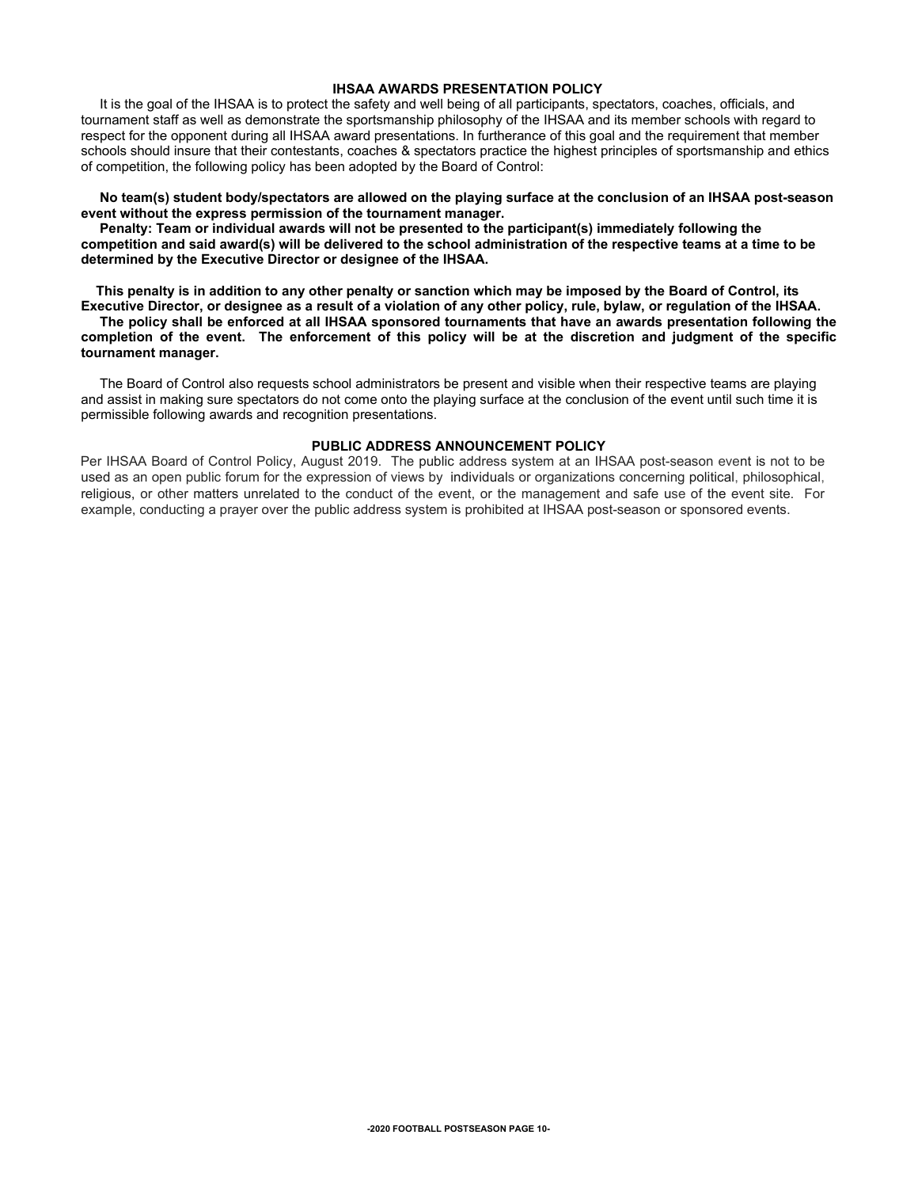## IHSAA AWARDS PRESENTATION POLICY

It is the goal of the IHSAA is to protect the safety and well being of all participants, spectators, coaches, officials, and tournament staff as well as demonstrate the sportsmanship philosophy of the IHSAA and its member schools with regard to respect for the opponent during all IHSAA award presentations. In furtherance of this goal and the requirement that member schools should insure that their contestants, coaches & spectators practice the highest principles of sportsmanship and ethics of competition, the following policy has been adopted by the Board of Control:

**No team(s) student body/spectators are allowed on the playing surface at the conclusion of an IHSAA post-season event without the express permission of the tournament manager.**

**Penalty: Team or individual awards will not be presented to the participant(s) immediately following the competition and said award(s) will be delivered to the school administration of the respective teams at a time to be determined by the Executive Director or designee of the IHSAA.**

**This penalty is in addition to any other penalty or sanction which may be imposed by the Board of Control, its Executive Director, or designee as a result of a violation of any other policy, rule, bylaw, or regulation of the IHSAA.**

**The policy shall be enforced at all IHSAA sponsored tournaments that have an awards presentation following the completion of the event. The enforcement of this policy will be at the discretion and judgment of the specific tournament manager.**

The Board of Control also requests school administrators be present and visible when their respective teams are playing and assist in making sure spectators do not come onto the playing surface at the conclusion of the event until such time it is permissible following awards and recognition presentations.

## PUBLIC ADDRESS ANNOUNCEMENT POLICY

Per IHSAA Board of Control Policy, August 2019. The public address system at an IHSAA post-season event is not to be used as an open public forum for the expression of views by individuals or organizations concerning political, philosophical, religious, or other matters unrelated to the conduct of the event, or the management and safe use of the event site. For example, conducting a prayer over the public address system is prohibited at IHSAA post-season or sponsored events.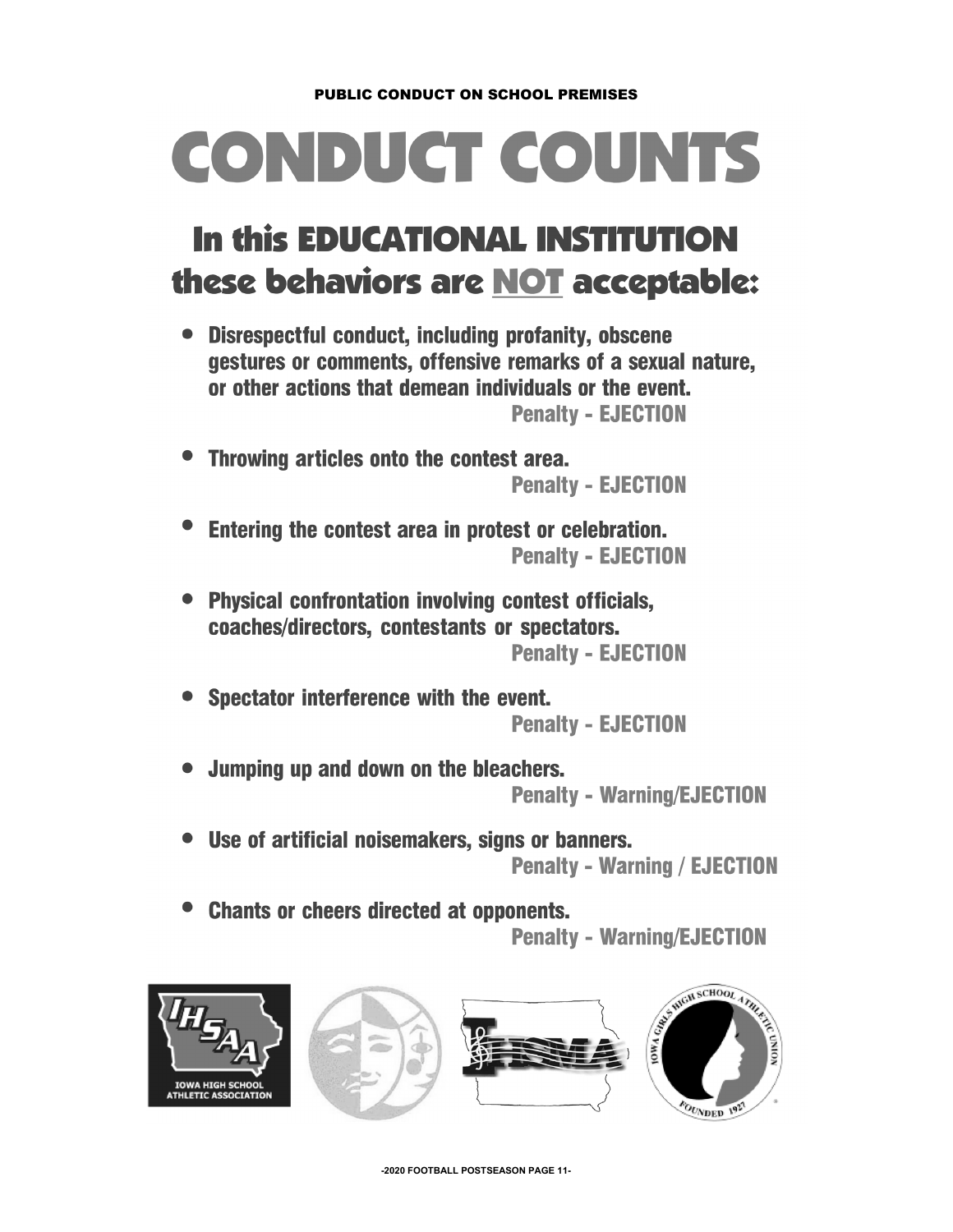PUBLIC CONDUCT ON SCHOOL PREMISES

# CONDUCT COUNTS

## In this EDUCATIONAL INSTITUTION these behaviors are NOT acceptable:

- **Disrespectful conduct, including profanity, obscene gestures or comments, offensive remarks of a sexual nature, or other actions that demean individuals or the event.**
  **Penalty - EJECTION**

- **Throwing articles onto the contest area.**
  **Penalty - EJECTION**

- **Entering the contest area in protest or celebration.**
  **Penalty - EJECTION**

- **Physical confrontation involving contest officials, coaches/directors, contestants or spectators.**
  **Penalty - EJECTION**

- **Spectator interference with the event.**
  **Penalty - EJECTION**

- **Jumping up and down on the bleachers.**
  **Penalty - Warning/EJECTION**

- **Use of artificial noisemakers, signs or banners.**
  **Penalty - Warning / EJECTION**

- **Chants or cheers directed at opponents.**
  **Penalty - Warning/EJECTION**

IOWA HIGH SCHOOL ATHLETIC ASSOCIATION

IOWA GIRLS HIGH SCHOOL ATHLETIC UNION FOUNDED 1927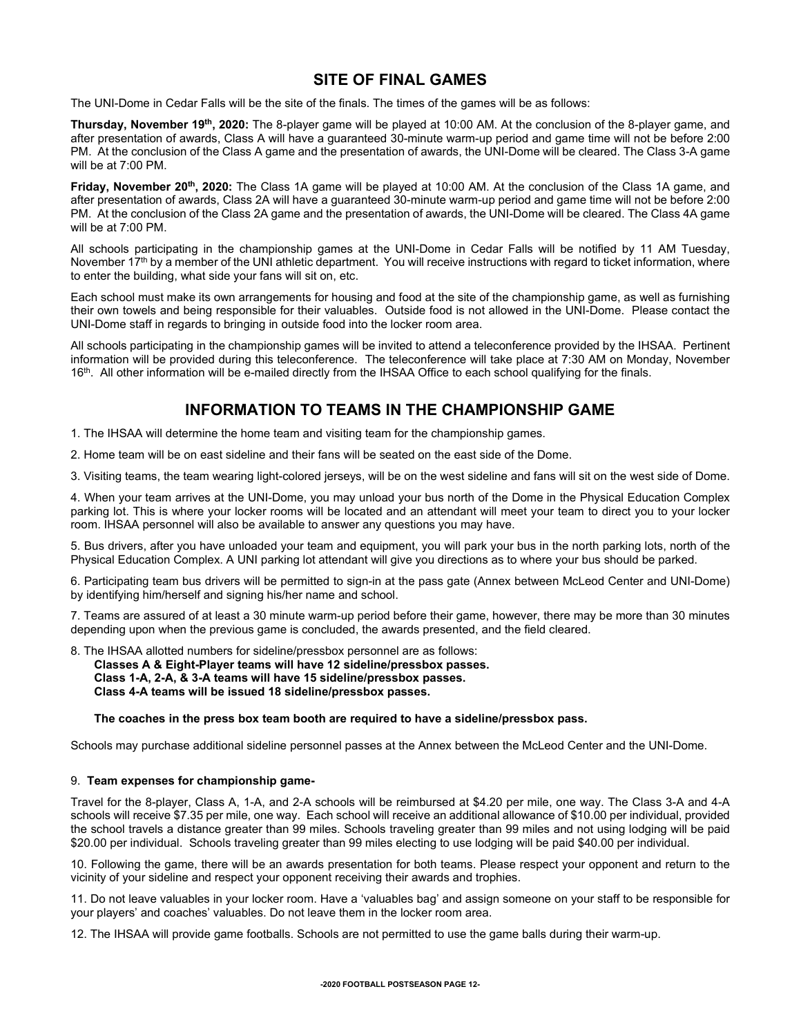## SITE OF FINAL GAMES

The UNI-Dome in Cedar Falls will be the site of the finals. The times of the games will be as follows:

**Thursday, November 19th, 2020:** The 8-player game will be played at 10:00 AM. At the conclusion of the 8-player game, and after presentation of awards, Class A will have a guaranteed 30-minute warm-up period and game time will not be before 2:00 PM. At the conclusion of the Class A game and the presentation of awards, the UNI-Dome will be cleared. The Class 3-A game will be at 7:00 PM.

**Friday, November 20th, 2020:** The Class 1A game will be played at 10:00 AM. At the conclusion of the Class 1A game, and after presentation of awards, Class 2A will have a guaranteed 30-minute warm-up period and game time will not be before 2:00 PM. At the conclusion of the Class 2A game and the presentation of awards, the UNI-Dome will be cleared. The Class 4A game will be at 7:00 PM.

All schools participating in the championship games at the UNI-Dome in Cedar Falls will be notified by 11 AM Tuesday, November 17th by a member of the UNI athletic department. You will receive instructions with regard to ticket information, where to enter the building, what side your fans will sit on, etc.

Each school must make its own arrangements for housing and food at the site of the championship game, as well as furnishing their own towels and being responsible for their valuables. Outside food is not allowed in the UNI-Dome. Please contact the UNI-Dome staff in regards to bringing in outside food into the locker room area.

All schools participating in the championship games will be invited to attend a teleconference provided by the IHSAA. Pertinent information will be provided during this teleconference. The teleconference will take place at 7:30 AM on Monday, November 16th. All other information will be e-mailed directly from the IHSAA Office to each school qualifying for the finals.

## INFORMATION TO TEAMS IN THE CHAMPIONSHIP GAME

1. The IHSAA will determine the home team and visiting team for the championship games.

2. Home team will be on east sideline and their fans will be seated on the east side of the Dome.

3. Visiting teams, the team wearing light-colored jerseys, will be on the west sideline and fans will sit on the west side of Dome.

4. When your team arrives at the UNI-Dome, you may unload your bus north of the Dome in the Physical Education Complex parking lot. This is where your locker rooms will be located and an attendant will meet your team to direct you to your locker room. IHSAA personnel will also be available to answer any questions you may have.

5. Bus drivers, after you have unloaded your team and equipment, you will park your bus in the north parking lots, north of the Physical Education Complex. A UNI parking lot attendant will give you directions as to where your bus should be parked.

6. Participating team bus drivers will be permitted to sign-in at the pass gate (Annex between McLeod Center and UNI-Dome) by identifying him/herself and signing his/her name and school.

7. Teams are assured of at least a 30 minute warm-up period before their game, however, there may be more than 30 minutes depending upon when the previous game is concluded, the awards presented, and the field cleared.

8. The IHSAA allotted numbers for sideline/pressbox personnel are as follows:
   **Classes A & Eight-Player teams will have 12 sideline/pressbox passes.**
   **Class 1-A, 2-A, & 3-A teams will have 15 sideline/pressbox passes.**
   **Class 4-A teams will be issued 18 sideline/pressbox passes.**

   **The coaches in the press box team booth are required to have a sideline/pressbox pass.**

Schools may purchase additional sideline personnel passes at the Annex between the McLeod Center and the UNI-Dome.

9. **Team expenses for championship game-**

Travel for the 8-player, Class A, 1-A, and 2-A schools will be reimbursed at $4.20 per mile, one way. The Class 3-A and 4-A schools will receive $7.35 per mile, one way. Each school will receive an additional allowance of $10.00 per individual, provided the school travels a distance greater than 99 miles. Schools traveling greater than 99 miles and not using lodging will be paid $20.00 per individual. Schools traveling greater than 99 miles electing to use lodging will be paid $40.00 per individual.

10. Following the game, there will be an awards presentation for both teams. Please respect your opponent and return to the vicinity of your sideline and respect your opponent receiving their awards and trophies.

11. Do not leave valuables in your locker room. Have a 'valuables bag' and assign someone on your staff to be responsible for your players' and coaches' valuables. Do not leave them in the locker room area.

12. The IHSAA will provide game footballs. Schools are not permitted to use the game balls during their warm-up.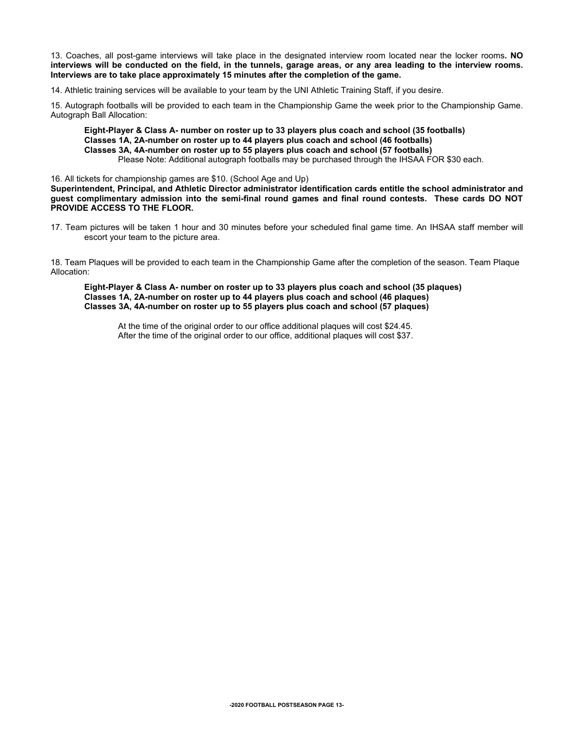13. Coaches, all post-game interviews will take place in the designated interview room located near the locker rooms**. NO interviews will be conducted on the field, in the tunnels, garage areas, or any area leading to the interview rooms. Interviews are to take place approximately 15 minutes after the completion of the game.**

14. Athletic training services will be available to your team by the UNI Athletic Training Staff, if you desire.

15. Autograph footballs will be provided to each team in the Championship Game the week prior to the Championship Game. Autograph Ball Allocation:

> **Eight-Player & Class A- number on roster up to 33 players plus coach and school (35 footballs)**
> **Classes 1A, 2A-number on roster up to 44 players plus coach and school (46 footballs)**
> **Classes 3A, 4A-number on roster up to 55 players plus coach and school (57 footballs)**
> Please Note: Additional autograph footballs may be purchased through the IHSAA FOR $30 each.

16. All tickets for championship games are $10. (School Age and Up)
**Superintendent, Principal, and Athletic Director administrator identification cards entitle the school administrator and guest complimentary admission into the semi-final round games and final round contests. These cards DO NOT PROVIDE ACCESS TO THE FLOOR.**

17. Team pictures will be taken 1 hour and 30 minutes before your scheduled final game time. An IHSAA staff member will escort your team to the picture area.

18. Team Plaques will be provided to each team in the Championship Game after the completion of the season. Team Plaque Allocation:

> **Eight-Player & Class A- number on roster up to 33 players plus coach and school (35 plaques)**
> **Classes 1A, 2A-number on roster up to 44 players plus coach and school (46 plaques)**
> **Classes 3A, 4A-number on roster up to 55 players plus coach and school (57 plaques)**
>
> At the time of the original order to our office additional plaques will cost $24.45.
> After the time of the original order to our office, additional plaques will cost $37.